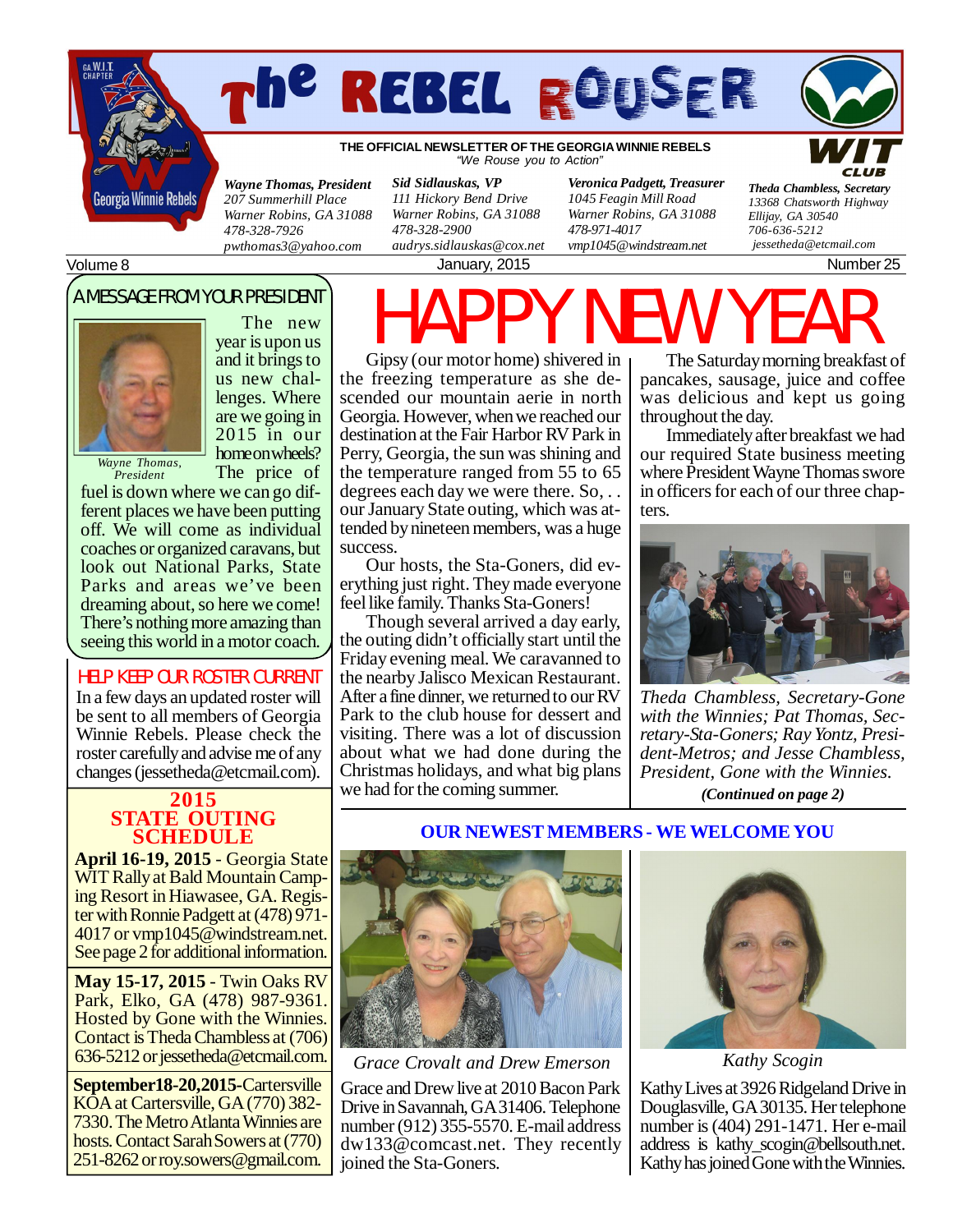# The REBEL ROUSER

**THE OFFICIAL NEWSLETTER OF THE GEORGIA WINNIE REBELS**
*"We Rouse you to Action"*

*Wayne Thomas, President*
*207 Summerhill Place*
*Warner Robins, GA 31088*
*478-328-7926*
*pwthomas3@yahoo.com*

*Sid Sidlauskas, VP*
*111 Hickory Bend Drive*
*Warner Robins, GA 31088*
*478-328-2900*
*audrys.sidlauskas@cox.net*

*Veronica Padgett, Treasurer*
*1045 Feagin Mill Road*
*Warner Robins, GA 31088*
*478-971-4017*
*vmp1045@windstream.net*

*Theda Chambless, Secretary*
*13368 Chatsworth Highway*
*Ellijay, GA 30540*
*706-636-5212*
*jessetheda@etcmail.com*

Volume 8 — January, 2015 — Number 25

## A MESSAGE FROM YOUR PRESIDENT

*Wayne Thomas, President*

The new year is upon us and it brings to us new challenges. Where are we going in 2015 in our home on wheels? The price of fuel is down where we can go different places we have been putting off. We will come as individual coaches or organized caravans, but look out National Parks, State Parks and areas we've been dreaming about, so here we come! There's nothing more amazing than seeing this world in a motor coach.

## HELP KEEP OUR ROSTER CURRENT

In a few days an updated roster will be sent to all members of Georgia Winnie Rebels. Please check the roster carefully and advise me of any changes (jessetheda@etcmail.com).

## 2015 STATE OUTING SCHEDULE

**April 16-19, 2015** - Georgia State WIT Rally at Bald Mountain Camping Resort in Hiawasee, GA. Register with Ronnie Padgett at (478) 971-4017 or vmp1045@windstream.net. See page 2 for additional information.

**May 15-17, 2015** - Twin Oaks RV Park, Elko, GA (478) 987-9361. Hosted by Gone with the Winnies. Contact is Theda Chambless at (706) 636-5212 or jessetheda@etcmail.com.

**September18-20,2015**-Cartersville KOA at Cartersville, GA (770) 382-7330. The Metro Atlanta Winnies are hosts. Contact Sarah Sowers at (770) 251-8262 or roy.sowers@gmail.com.

# HAPPY NEW YEAR

Gipsy (our motor home) shivered in the freezing temperature as she descended our mountain aerie in north Georgia. However, when we reached our destination at the Fair Harbor RV Park in Perry, Georgia, the sun was shining and the temperature ranged from 55 to 65 degrees each day we were there. So, . . our January State outing, which was attended by nineteen members, was a huge success.

Our hosts, the Sta-Goners, did everything just right. They made everyone feel like family. Thanks Sta-Goners!

Though several arrived a day early, the outing didn't officially start until the Friday evening meal. We caravanned to the nearby Jalisco Mexican Restaurant. After a fine dinner, we returned to our RV Park to the club house for dessert and visiting. There was a lot of discussion about what we had done during the Christmas holidays, and what big plans we had for the coming summer.

The Saturday morning breakfast of pancakes, sausage, juice and coffee was delicious and kept us going throughout the day.

Immediately after breakfast we had our required State business meeting where President Wayne Thomas swore in officers for each of our three chapters.

*Theda Chambless, Secretary-Gone with the Winnies; Pat Thomas, Secretary-Sta-Goners; Ray Yontz, President-Metros; and Jesse Chambless, President, Gone with the Winnies.*

***(Continued on page 2)***

## OUR NEWEST MEMBERS - WE WELCOME YOU

*Grace Crovalt and Drew Emerson*

Grace and Drew live at 2010 Bacon Park Drive in Savannah, GA 31406. Telephone number (912) 355-5570. E-mail address dw133@comcast.net. They recently joined the Sta-Goners.

*Kathy Scogin*

Kathy Lives at 3926 Ridgeland Drive in Douglasville, GA 30135. Her telephone number is (404) 291-1471. Her e-mail address is kathy_scogin@bellsouth.net. Kathy has joined Gone with the Winnies.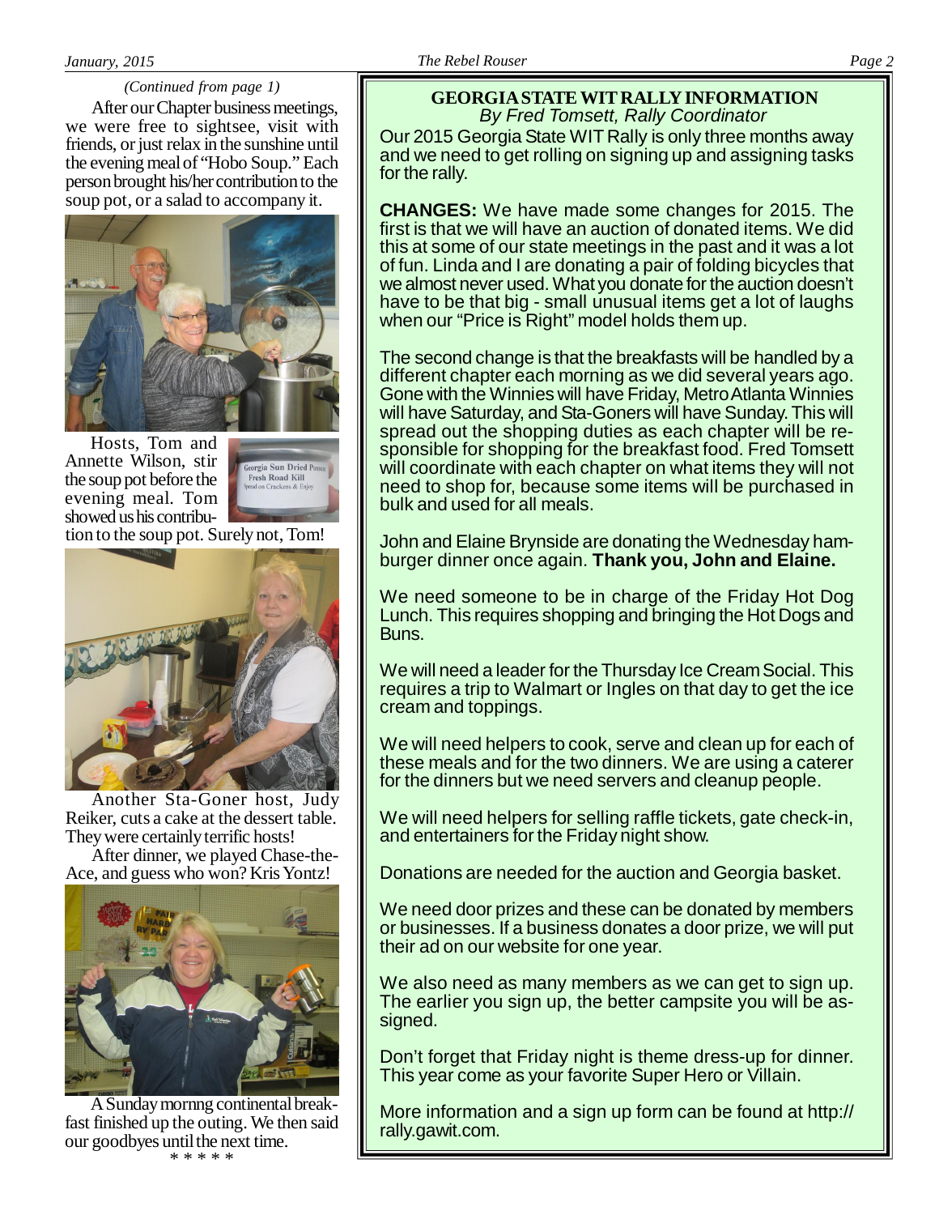*(Continued from page 1)*

After our Chapter business meetings, we were free to sightsee, visit with friends, or just relax in the sunshine until the evening meal of "Hobo Soup." Each person brought his/her contribution to the soup pot, or a salad to accompany it.

Hosts, Tom and Annette Wilson, stir the soup pot before the evening meal. Tom showed us his contribution to the soup pot. Surely not, Tom!

Another Sta-Goner host, Judy Reiker, cuts a cake at the dessert table. They were certainly terrific hosts!

After dinner, we played Chase-the-Ace, and guess who won? Kris Yontz!

A Sunday mornng continental breakfast finished up the outing. We then said our goodbyes until the next time.

\* \* \* \* \*

## GEORGIA STATE WIT RALLY INFORMATION

*By Fred Tomsett, Rally Coordinator*

Our 2015 Georgia State WIT Rally is only three months away and we need to get rolling on signing up and assigning tasks for the rally.

**CHANGES:** We have made some changes for 2015. The first is that we will have an auction of donated items. We did this at some of our state meetings in the past and it was a lot of fun. Linda and I are donating a pair of folding bicycles that we almost never used. What you donate for the auction doesn't have to be that big - small unusual items get a lot of laughs when our "Price is Right" model holds them up.

The second change is that the breakfasts will be handled by a different chapter each morning as we did several years ago. Gone with the Winnies will have Friday, Metro Atlanta Winnies will have Saturday, and Sta-Goners will have Sunday. This will spread out the shopping duties as each chapter will be responsible for shopping for the breakfast food. Fred Tomsett will coordinate with each chapter on what items they will not need to shop for, because some items will be purchased in bulk and used for all meals.

John and Elaine Brynside are donating the Wednesday hamburger dinner once again. **Thank you, John and Elaine.**

We need someone to be in charge of the Friday Hot Dog Lunch. This requires shopping and bringing the Hot Dogs and Buns.

We will need a leader for the Thursday Ice Cream Social. This requires a trip to Walmart or Ingles on that day to get the ice cream and toppings.

We will need helpers to cook, serve and clean up for each of these meals and for the two dinners. We are using a caterer for the dinners but we need servers and cleanup people.

We will need helpers for selling raffle tickets, gate check-in, and entertainers for the Friday night show.

Donations are needed for the auction and Georgia basket.

We need door prizes and these can be donated by members or businesses. If a business donates a door prize, we will put their ad on our website for one year.

We also need as many members as we can get to sign up. The earlier you sign up, the better campsite you will be assigned.

Don't forget that Friday night is theme dress-up for dinner. This year come as your favorite Super Hero or Villain.

More information and a sign up form can be found at http://rally.gawit.com.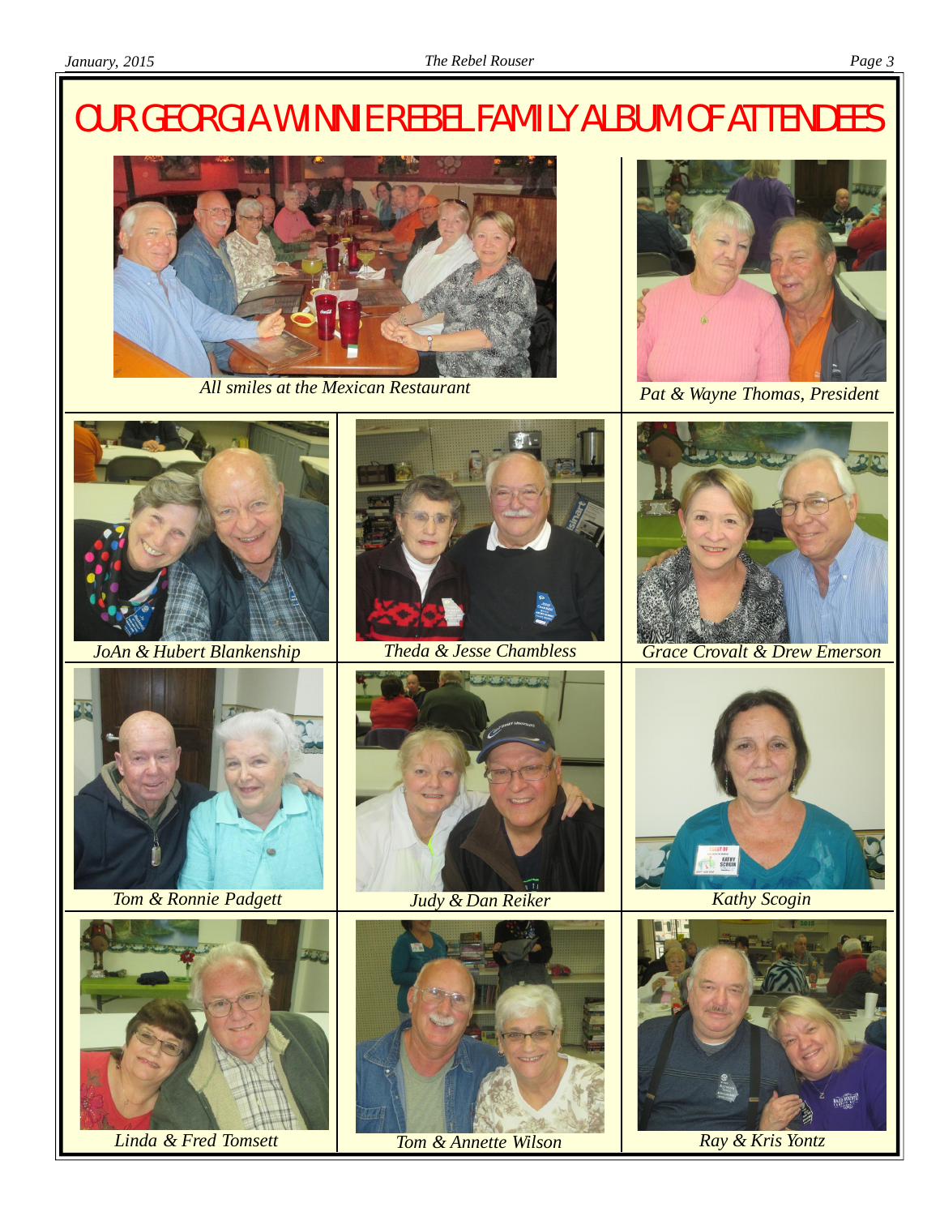# OUR GEORGIA WINNIE REBEL FAMILY ALBUM OF ATTENDEES

*All smiles at the Mexican Restaurant*

*Pat & Wayne Thomas, President*

*JoAn & Hubert Blankenship*

*Theda & Jesse Chambless*

*Grace Crovalt & Drew Emerson*

*Tom & Ronnie Padgett*

*Judy & Dan Reiker*

*Kathy Scogin*

*Linda & Fred Tomsett*

*Tom & Annette Wilson*

*Ray & Kris Yontz*